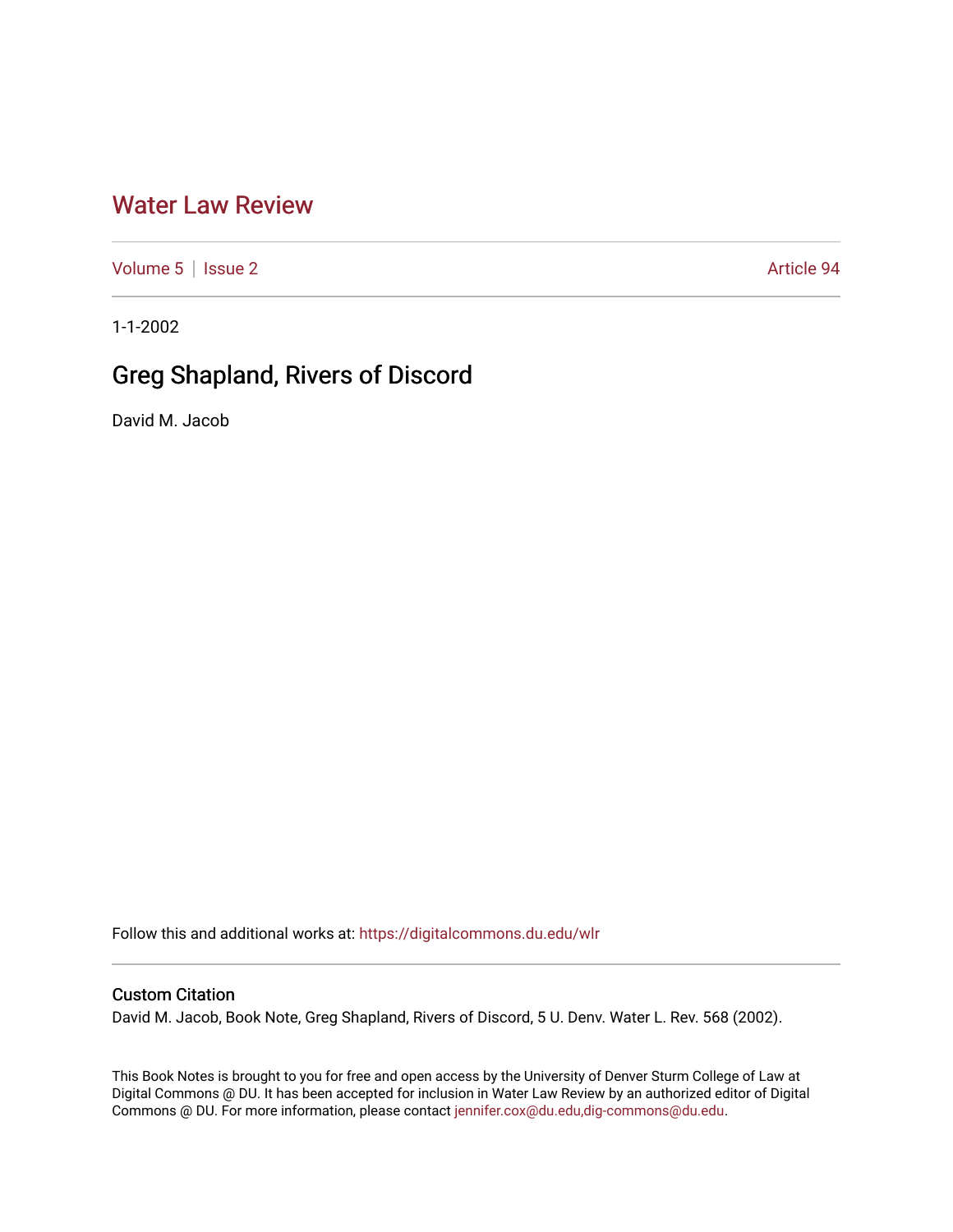# Water Law Review

Volume 5 | Issue 2 Article 94

1-1-2002

## Greg Shapland, Rivers of Discord

David M. Jacob

Follow this and additional works at: https://digitalcommons.du.edu/wlr

### Custom Citation

David M. Jacob, Book Note, Greg Shapland, Rivers of Discord, 5 U. Denv. Water L. Rev. 568 (2002).

This Book Notes is brought to you for free and open access by the University of Denver Sturm College of Law at Digital Commons @ DU. It has been accepted for inclusion in Water Law Review by an authorized editor of Digital Commons @ DU. For more information, please contact jennifer.cox@du.edu,dig-commons@du.edu.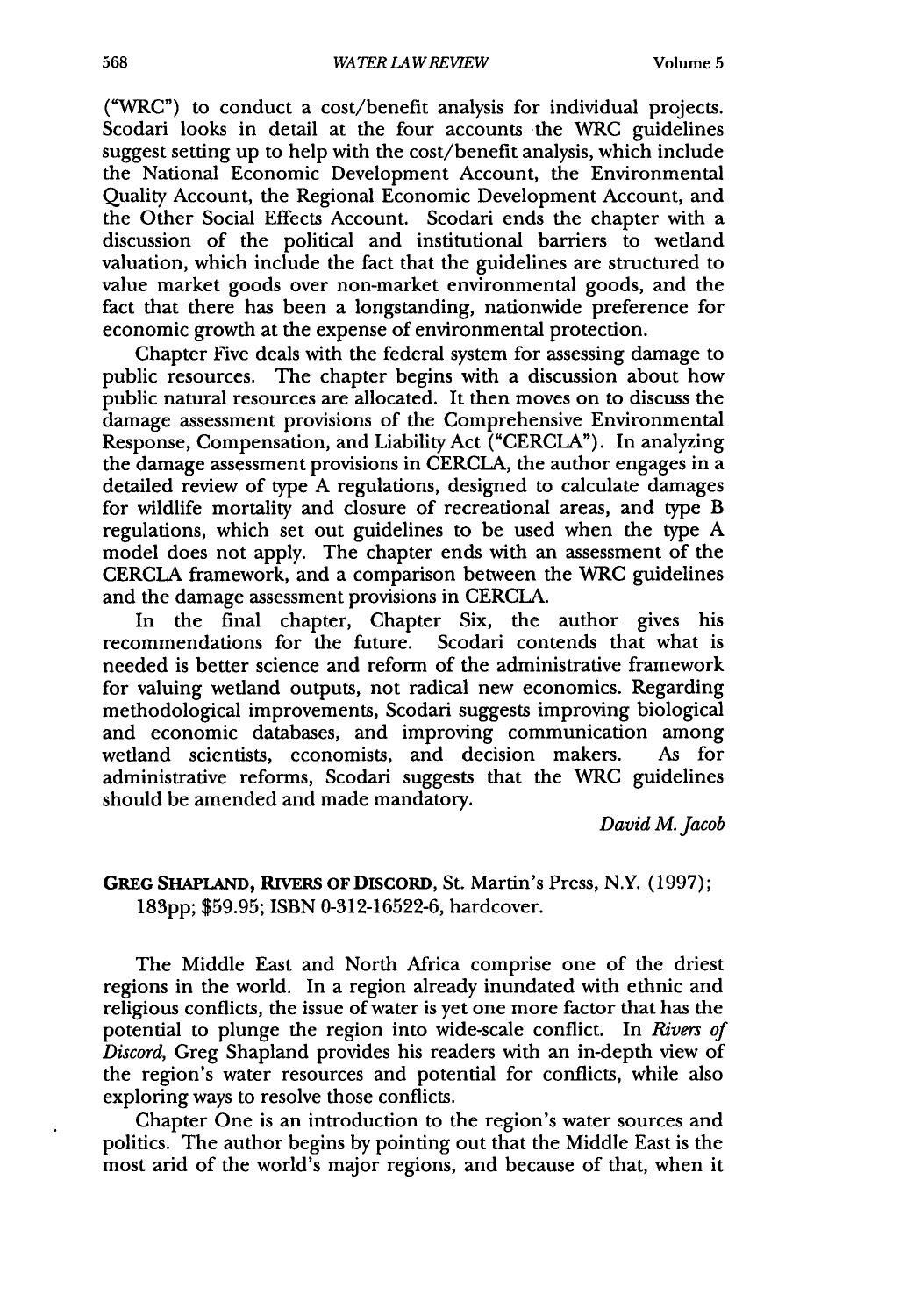("WRC") to conduct a cost/benefit analysis for individual projects. Scodari looks in detail at the four accounts the WRC guidelines suggest setting up to help with the cost/benefit analysis, which include the National Economic Development Account, the Environmental Quality Account, the Regional Economic Development Account, and the Other Social Effects Account. Scodari ends the chapter with a discussion of the political and institutional barriers to wetland valuation, which include the fact that the guidelines are structured to value market goods over non-market environmental goods, and the fact that there has been a longstanding, nationwide preference for economic growth at the expense of environmental protection.

Chapter Five deals with the federal system for assessing damage to public resources. The chapter begins with a discussion about how public natural resources are allocated. It then moves on to discuss the damage assessment provisions of the Comprehensive Environmental Response, Compensation, and Liability Act ("CERCLA"). In analyzing the damage assessment provisions in CERCLA, the author engages in a detailed review of type A regulations, designed to calculate damages for wildlife mortality and closure of recreational areas, and type B regulations, which set out guidelines to be used when the type A model does not apply. The chapter ends with an assessment of the CERCLA framework, and a comparison between the WRC guidelines and the damage assessment provisions in CERCLA.

In the final chapter, Chapter Six, the author gives his recommendations for the future. Scodari contends that what is needed is better science and reform of the administrative framework for valuing wetland outputs, not radical new economics. Regarding methodological improvements, Scodari suggests improving biological and economic databases, and improving communication among wetland scientists, economists, and decision makers. As for administrative reforms, Scodari suggests that the WRC guidelines should be amended and made mandatory.

*David M. Jacob*

**GREG SHAPLAND, RIVERS OF DISCORD**, St. Martin's Press, N.Y. (1997); 183pp; $59.95; ISBN 0-312-16522-6, hardcover.

The Middle East and North Africa comprise one of the driest regions in the world. In a region already inundated with ethnic and religious conflicts, the issue of water is yet one more factor that has the potential to plunge the region into wide-scale conflict. In *Rivers of Discord*, Greg Shapland provides his readers with an in-depth view of the region's water resources and potential for conflicts, while also exploring ways to resolve those conflicts.

Chapter One is an introduction to the region's water sources and politics. The author begins by pointing out that the Middle East is the most arid of the world's major regions, and because of that, when it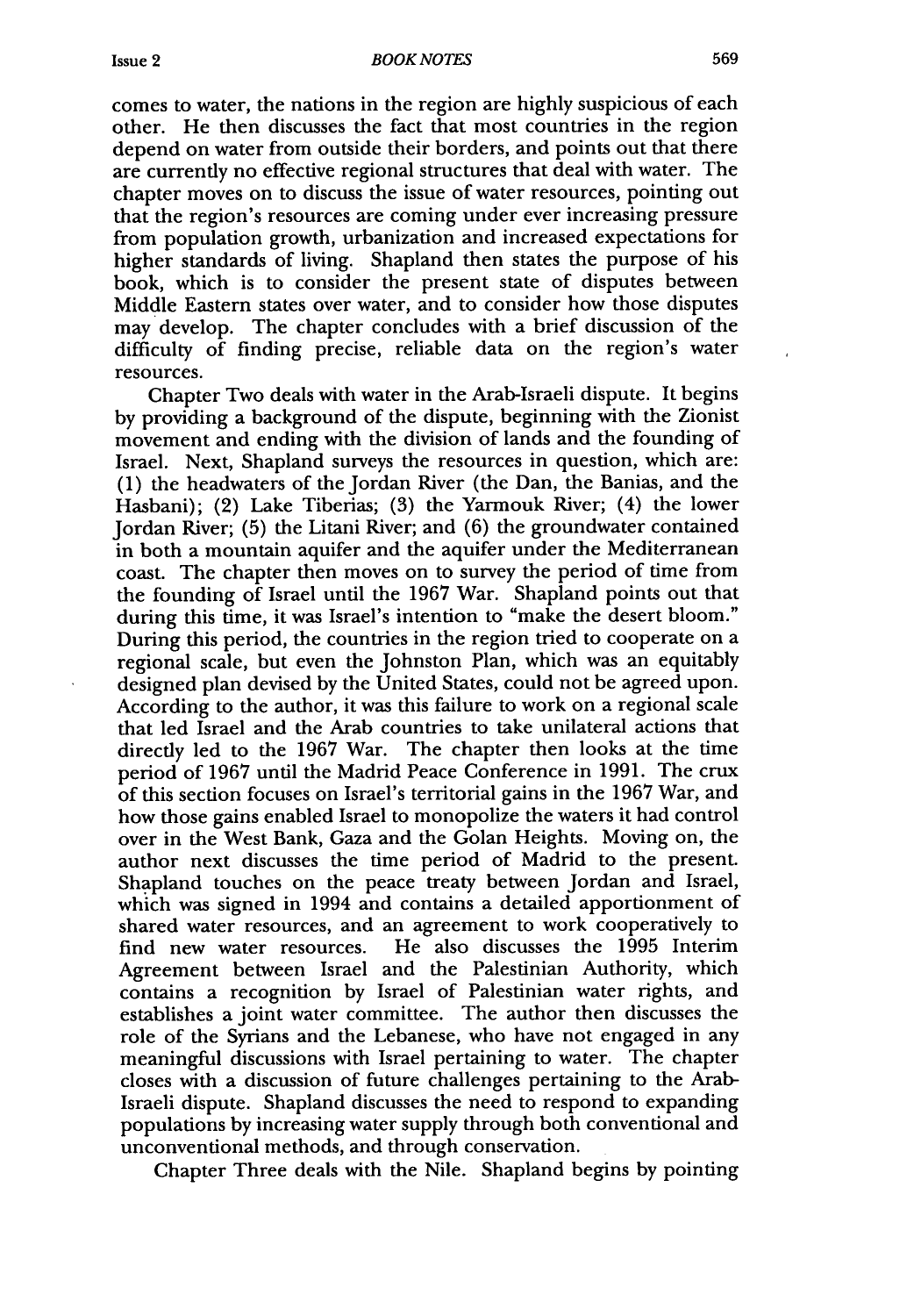comes to water, the nations in the region are highly suspicious of each other. He then discusses the fact that most countries in the region depend on water from outside their borders, and points out that there are currently no effective regional structures that deal with water. The chapter moves on to discuss the issue of water resources, pointing out that the region's resources are coming under ever increasing pressure from population growth, urbanization and increased expectations for higher standards of living. Shapland then states the purpose of his book, which is to consider the present state of disputes between Middle Eastern states over water, and to consider how those disputes may develop. The chapter concludes with a brief discussion of the difficulty of finding precise, reliable data on the region's water resources.

Chapter Two deals with water in the Arab-Israeli dispute. It begins by providing a background of the dispute, beginning with the Zionist movement and ending with the division of lands and the founding of Israel. Next, Shapland surveys the resources in question, which are: (1) the headwaters of the Jordan River (the Dan, the Banias, and the Hasbani); (2) Lake Tiberias; (3) the Yarmouk River; (4) the lower Jordan River; (5) the Litani River; and (6) the groundwater contained in both a mountain aquifer and the aquifer under the Mediterranean coast. The chapter then moves on to survey the period of time from the founding of Israel until the 1967 War. Shapland points out that during this time, it was Israel's intention to "make the desert bloom." During this period, the countries in the region tried to cooperate on a regional scale, but even the Johnston Plan, which was an equitably designed plan devised by the United States, could not be agreed upon. According to the author, it was this failure to work on a regional scale that led Israel and the Arab countries to take unilateral actions that directly led to the 1967 War. The chapter then looks at the time period of 1967 until the Madrid Peace Conference in 1991. The crux of this section focuses on Israel's territorial gains in the 1967 War, and how those gains enabled Israel to monopolize the waters it had control over in the West Bank, Gaza and the Golan Heights. Moving on, the author next discusses the time period of Madrid to the present. Shapland touches on the peace treaty between Jordan and Israel, which was signed in 1994 and contains a detailed apportionment of shared water resources, and an agreement to work cooperatively to find new water resources. He also discusses the 1995 Interim Agreement between Israel and the Palestinian Authority, which contains a recognition by Israel of Palestinian water rights, and establishes a joint water committee. The author then discusses the role of the Syrians and the Lebanese, who have not engaged in any meaningful discussions with Israel pertaining to water. The chapter closes with a discussion of future challenges pertaining to the Arab-Israeli dispute. Shapland discusses the need to respond to expanding populations by increasing water supply through both conventional and unconventional methods, and through conservation.

Chapter Three deals with the Nile. Shapland begins by pointing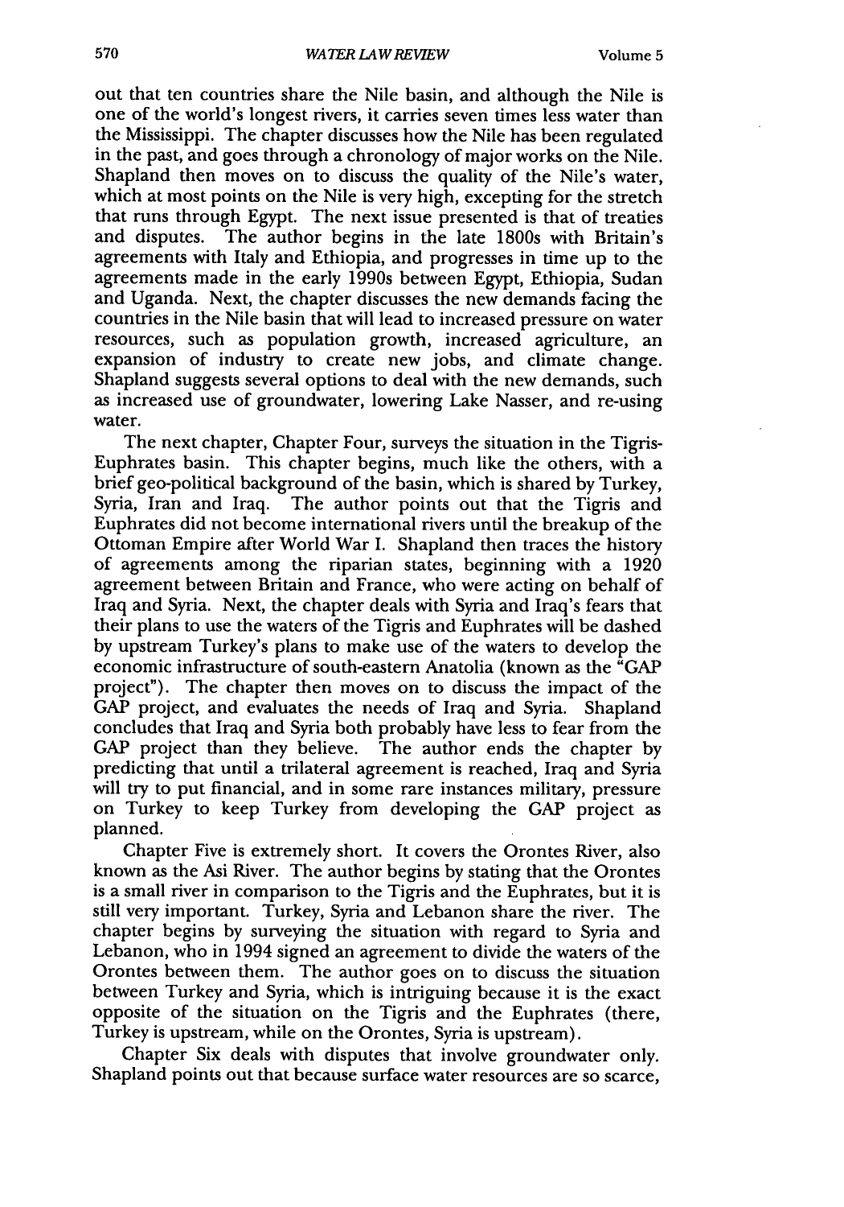out that ten countries share the Nile basin, and although the Nile is one of the world's longest rivers, it carries seven times less water than the Mississippi. The chapter discusses how the Nile has been regulated in the past, and goes through a chronology of major works on the Nile. Shapland then moves on to discuss the quality of the Nile's water, which at most points on the Nile is very high, excepting for the stretch that runs through Egypt. The next issue presented is that of treaties and disputes. The author begins in the late 1800s with Britain's agreements with Italy and Ethiopia, and progresses in time up to the agreements made in the early 1990s between Egypt, Ethiopia, Sudan and Uganda. Next, the chapter discusses the new demands facing the countries in the Nile basin that will lead to increased pressure on water resources, such as population growth, increased agriculture, an expansion of industry to create new jobs, and climate change. Shapland suggests several options to deal with the new demands, such as increased use of groundwater, lowering Lake Nasser, and re-using water.

The next chapter, Chapter Four, surveys the situation in the Tigris-Euphrates basin. This chapter begins, much like the others, with a brief geo-political background of the basin, which is shared by Turkey, Syria, Iran and Iraq. The author points out that the Tigris and Euphrates did not become international rivers until the breakup of the Ottoman Empire after World War I. Shapland then traces the history of agreements among the riparian states, beginning with a 1920 agreement between Britain and France, who were acting on behalf of Iraq and Syria. Next, the chapter deals with Syria and Iraq's fears that their plans to use the waters of the Tigris and Euphrates will be dashed by upstream Turkey's plans to make use of the waters to develop the economic infrastructure of south-eastern Anatolia (known as the "GAP project"). The chapter then moves on to discuss the impact of the GAP project, and evaluates the needs of Iraq and Syria. Shapland concludes that Iraq and Syria both probably have less to fear from the GAP project than they believe. The author ends the chapter by predicting that until a trilateral agreement is reached, Iraq and Syria will try to put financial, and in some rare instances military, pressure on Turkey to keep Turkey from developing the GAP project as planned.

Chapter Five is extremely short. It covers the Orontes River, also known as the Asi River. The author begins by stating that the Orontes is a small river in comparison to the Tigris and the Euphrates, but it is still very important. Turkey, Syria and Lebanon share the river. The chapter begins by surveying the situation with regard to Syria and Lebanon, who in 1994 signed an agreement to divide the waters of the Orontes between them. The author goes on to discuss the situation between Turkey and Syria, which is intriguing because it is the exact opposite of the situation on the Tigris and the Euphrates (there, Turkey is upstream, while on the Orontes, Syria is upstream).

Chapter Six deals with disputes that involve groundwater only. Shapland points out that because surface water resources are so scarce,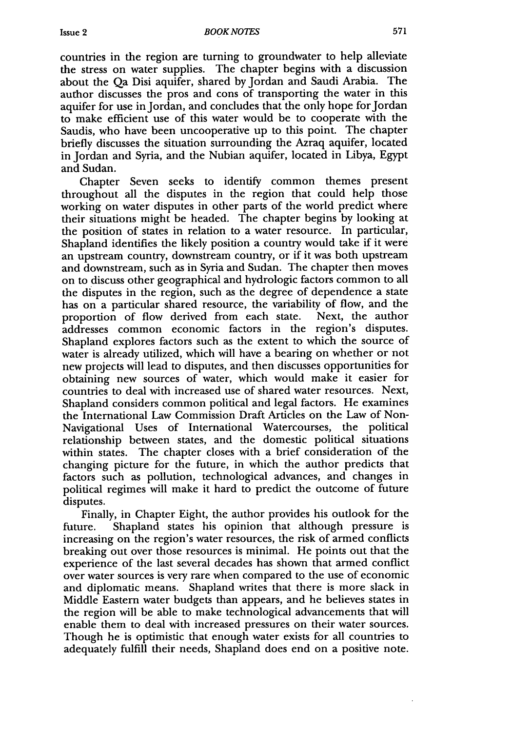countries in the region are turning to groundwater to help alleviate the stress on water supplies. The chapter begins with a discussion about the Qa Disi aquifer, shared by Jordan and Saudi Arabia. The author discusses the pros and cons of transporting the water in this aquifer for use in Jordan, and concludes that the only hope for Jordan to make efficient use of this water would be to cooperate with the Saudis, who have been uncooperative up to this point. The chapter briefly discusses the situation surrounding the Azraq aquifer, located in Jordan and Syria, and the Nubian aquifer, located in Libya, Egypt and Sudan.

Chapter Seven seeks to identify common themes present throughout all the disputes in the region that could help those working on water disputes in other parts of the world predict where their situations might be headed. The chapter begins by looking at the position of states in relation to a water resource. In particular, Shapland identifies the likely position a country would take if it were an upstream country, downstream country, or if it was both upstream and downstream, such as in Syria and Sudan. The chapter then moves on to discuss other geographical and hydrologic factors common to all the disputes in the region, such as the degree of dependence a state has on a particular shared resource, the variability of flow, and the proportion of flow derived from each state. Next, the author addresses common economic factors in the region's disputes. Shapland explores factors such as the extent to which the source of water is already utilized, which will have a bearing on whether or not new projects will lead to disputes, and then discusses opportunities for obtaining new sources of water, which would make it easier for countries to deal with increased use of shared water resources. Next, Shapland considers common political and legal factors. He examines the International Law Commission Draft Articles on the Law of Non-Navigational Uses of International Watercourses, the political relationship between states, and the domestic political situations within states. The chapter closes with a brief consideration of the changing picture for the future, in which the author predicts that factors such as pollution, technological advances, and changes in political regimes will make it hard to predict the outcome of future disputes.

Finally, in Chapter Eight, the author provides his outlook for the future. Shapland states his opinion that although pressure is increasing on the region's water resources, the risk of armed conflicts breaking out over those resources is minimal. He points out that the experience of the last several decades has shown that armed conflict over water sources is very rare when compared to the use of economic and diplomatic means. Shapland writes that there is more slack in Middle Eastern water budgets than appears, and he believes states in the region will be able to make technological advancements that will enable them to deal with increased pressures on their water sources. Though he is optimistic that enough water exists for all countries to adequately fulfill their needs, Shapland does end on a positive note.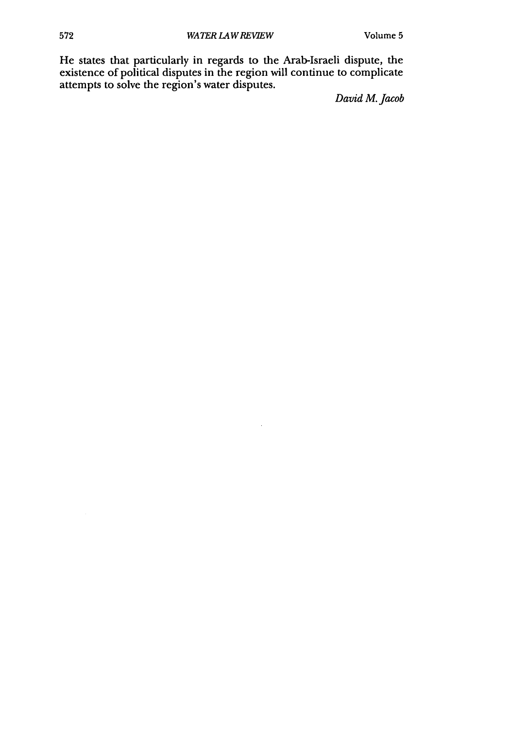He states that particularly in regards to the Arab-Israeli dispute, the existence of political disputes in the region will continue to complicate attempts to solve the region's water disputes.

*David M. Jacob*